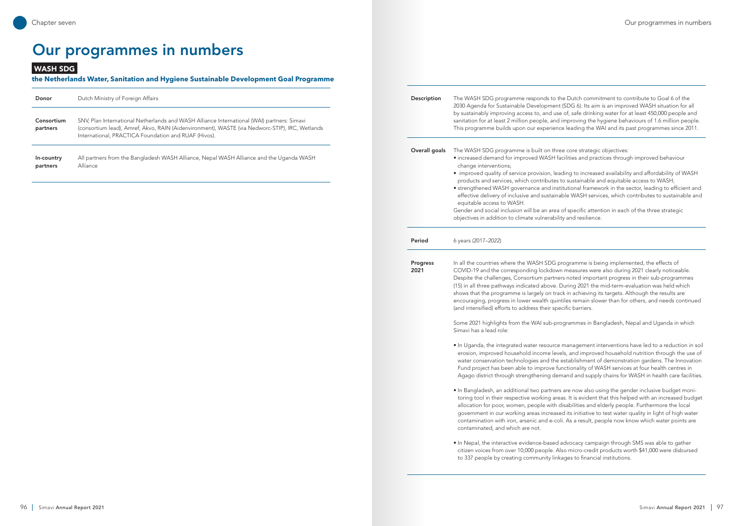# Our programmes in numbers

## WASH SDG

**the Netherlands Water, Sanitation and Hygiene Sustainable Development Goal Programme**

| | |
|---|---|
| **Donor** | Dutch Ministry of Foreign Affairs |
| **Consortium partners** | SNV, Plan International Netherlands and WASH Alliance International (WAI) partners: Simavi (consortium lead), Amref, Akvo, RAIN (Aidenvironment), WASTE (via Nedworc-STIP), IRC, Wetlands International, PRACTICA Foundation and RUAF (Hivos). |
| **In-country partners** | All partners from the Bangladesh WASH Alliance, Nepal WASH Alliance and the Uganda WASH Alliance |

**Description**

The WASH SDG programme responds to the Dutch commitment to contribute to Goal 6 of the 2030 Agenda for Sustainable Development (SDG 6). Its aim is an improved WASH situation for all by sustainably improving access to, and use of, safe drinking water for at least 450,000 people and sanitation for at least 2 million people, and improving the hygiene behaviours of 1.6 million people. This programme builds upon our experience leading the WAI and its past programmes since 2011.

**Overall goals**

The WASH SDG programme is built on three core strategic objectives:

- increased demand for improved WASH facilities and practices through improved behaviour change interventions;
- improved quality of service provision, leading to increased availability and affordability of WASH products and services, which contributes to sustainable and equitable access to WASH;
- strengthened WASH governance and institutional framework in the sector, leading to efficient and effective delivery of inclusive and sustainable WASH services, which contributes to sustainable and equitable access to WASH.

Gender and social inclusion will be an area of specific attention in each of the three strategic objectives in addition to climate vulnerability and resilience.

**Period**

6 years (2017–2022)

**Progress 2021**

In all the countries where the WASH SDG programme is being implemented, the effects of COVID-19 and the corresponding lockdown measures were also during 2021 clearly noticeable. Despite the challenges, Consortium partners noted important progress in their sub-programmes (15) in all three pathways indicated above. During 2021 the mid-term-evaluation was held which shows that the programme is largely on track in achieving its targets. Although the results are encouraging, progress in lower wealth quintiles remain slower than for others, and needs continued (and intensified) efforts to address their specific barriers.

Some 2021 highlights from the WAI sub-programmes in Bangladesh, Nepal and Uganda in which Simavi has a lead role:

- In Uganda, the integrated water resource management interventions have led to a reduction in soil erosion, improved household income levels, and improved household nutrition through the use of water conservation technologies and the establishment of demonstration gardens. The Innovation Fund project has been able to improve functionality of WASH services at four health centres in Agago district through strengthening demand and supply chains for WASH in health care facilities.

- In Bangladesh, an additional two partners are now also using the gender inclusive budget monitoring tool in their respective working areas. It is evident that this helped with an increased budget allocation for poor, women, people with disabilities and elderly people. Furthermore the local government in our working areas increased its initiative to test water quality in light of high water contamination with iron, arsenic and e-coli. As a result, people now know which water points are contaminated, and which are not.

- In Nepal, the interactive evidence-based advocacy campaign through SMS was able to gather citizen voices from over 10,000 people. Also micro-credit products worth $41,000 were disbursed to 337 people by creating community linkages to financial institutions.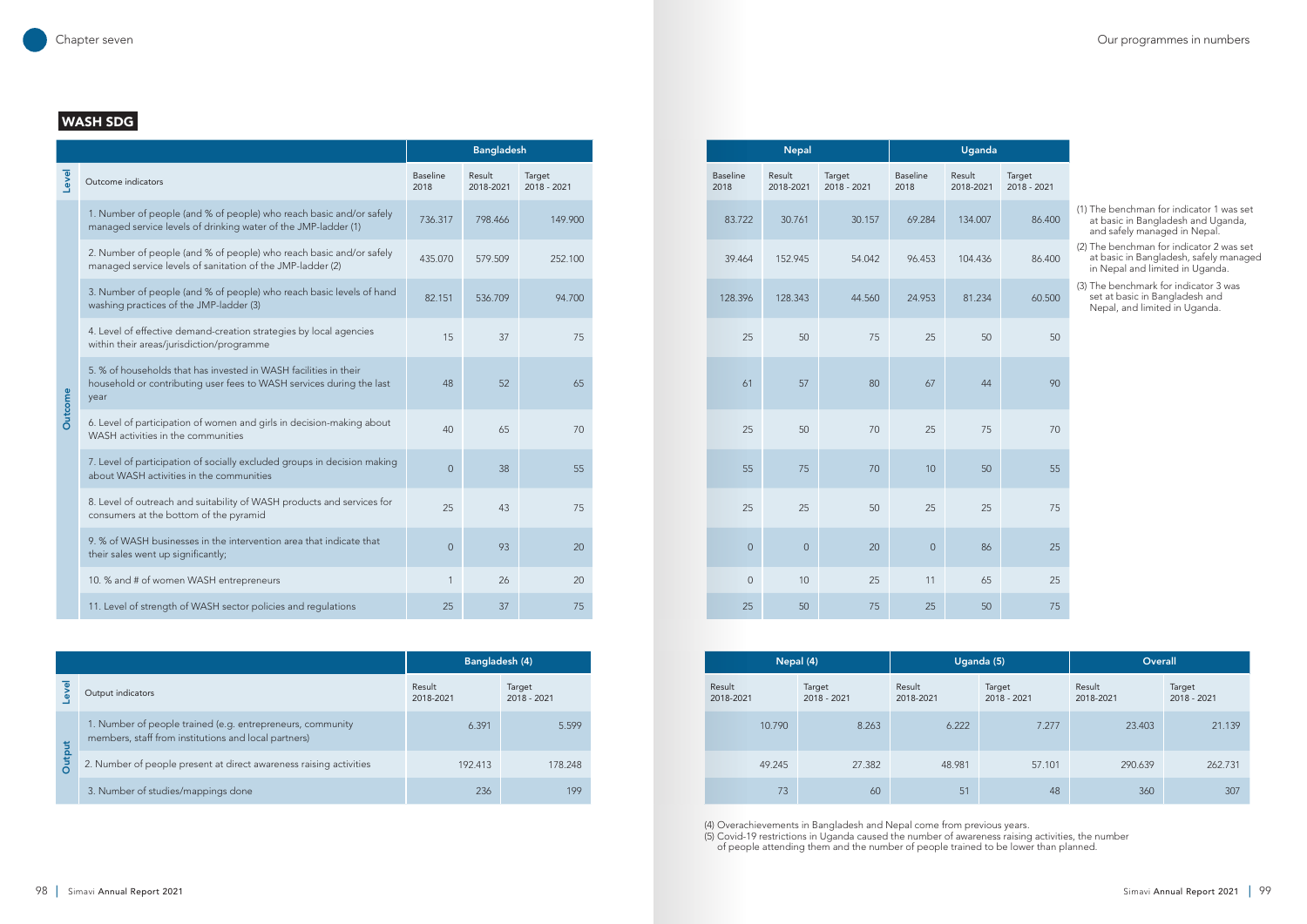## WASH SDG

| Level | Outcome indicators | Bangladesh | | | Nepal | | | Uganda | | |
|---|---|---|---|---|---|---|---|---|---|---|
| | | Baseline 2018 | Result 2018-2021 | Target 2018 - 2021 | Baseline 2018 | Result 2018-2021 | Target 2018 - 2021 | Baseline 2018 | Result 2018-2021 | Target 2018 - 2021 |
| Outcome | 1. Number of people (and % of people) who reach basic and/or safely managed service levels of drinking water of the JMP-ladder (1) | 736.317 | 798.466 | 149.900 | 83.722 | 30.761 | 30.157 | 69.284 | 134.007 | 86.400 |
| | 2. Number of people (and % of people) who reach basic and/or safely managed service levels of sanitation of the JMP-ladder (2) | 435.070 | 579.509 | 252.100 | 39.464 | 152.945 | 54.042 | 96.453 | 104.436 | 86.400 |
| | 3. Number of people (and % of people) who reach basic levels of hand washing practices of the JMP-ladder (3) | 82.151 | 536.709 | 94.700 | 128.396 | 128.343 | 44.560 | 24.953 | 81.234 | 60.500 |
| | 4. Level of effective demand-creation strategies by local agencies within their areas/jurisdiction/programme | 15 | 37 | 75 | 25 | 50 | 75 | 25 | 50 | 50 |
| | 5. % of households that has invested in WASH facilities in their household or contributing user fees to WASH services during the last year | 48 | 52 | 65 | 61 | 57 | 80 | 67 | 44 | 90 |
| | 6. Level of participation of women and girls in decision-making about WASH activities in the communities | 40 | 65 | 70 | 25 | 50 | 70 | 25 | 75 | 70 |
| | 7. Level of participation of socially excluded groups in decision making about WASH activities in the communities | 0 | 38 | 55 | 55 | 75 | 70 | 10 | 50 | 55 |
| | 8. Level of outreach and suitability of WASH products and services for consumers at the bottom of the pyramid | 25 | 43 | 75 | 25 | 25 | 50 | 25 | 25 | 75 |
| | 9. % of WASH businesses in the intervention area that indicate that their sales went up significantly; | 0 | 93 | 20 | 0 | 0 | 20 | 0 | 86 | 25 |
| | 10. % and # of women WASH entrepreneurs | 1 | 26 | 20 | 0 | 10 | 25 | 11 | 65 | 25 |
| | 11. Level of strength of WASH sector policies and regulations | 25 | 37 | 75 | 25 | 50 | 75 | 25 | 50 | 75 |

(1) The benchman for indicator 1 was set at basic in Bangladesh and Uganda, and safely managed in Nepal.
(2) The benchman for indicator 2 was set at basic in Bangladesh, safely managed in Nepal and limited in Uganda.
(3) The benchmark for indicator 3 was set at basic in Bangladesh and Nepal, and limited in Uganda.

| Level | Output indicators | Bangladesh (4) | | Nepal (4) | | Uganda (5) | | Overall | |
|---|---|---|---|---|---|---|---|---|---|
| | | Result 2018-2021 | Target 2018 - 2021 | Result 2018-2021 | Target 2018 - 2021 | Result 2018-2021 | Target 2018 - 2021 | Result 2018-2021 | Target 2018 - 2021 |
| Output | 1. Number of people trained (e.g. entrepreneurs, community members, staff from institutions and local partners) | 6.391 | 5.599 | 10.790 | 8.263 | 6.222 | 7.277 | 23.403 | 21.139 |
| | 2. Number of people present at direct awareness raising activities | 192.413 | 178.248 | 49.245 | 27.382 | 48.981 | 57.101 | 290.639 | 262.731 |
| | 3. Number of studies/mappings done | 236 | 199 | 73 | 60 | 51 | 48 | 360 | 307 |

(4) Overachievements in Bangladesh and Nepal come from previous years.
(5) Covid-19 restrictions in Uganda caused the number of awareness raising activities, the number of people attending them and the number of people trained to be lower than planned.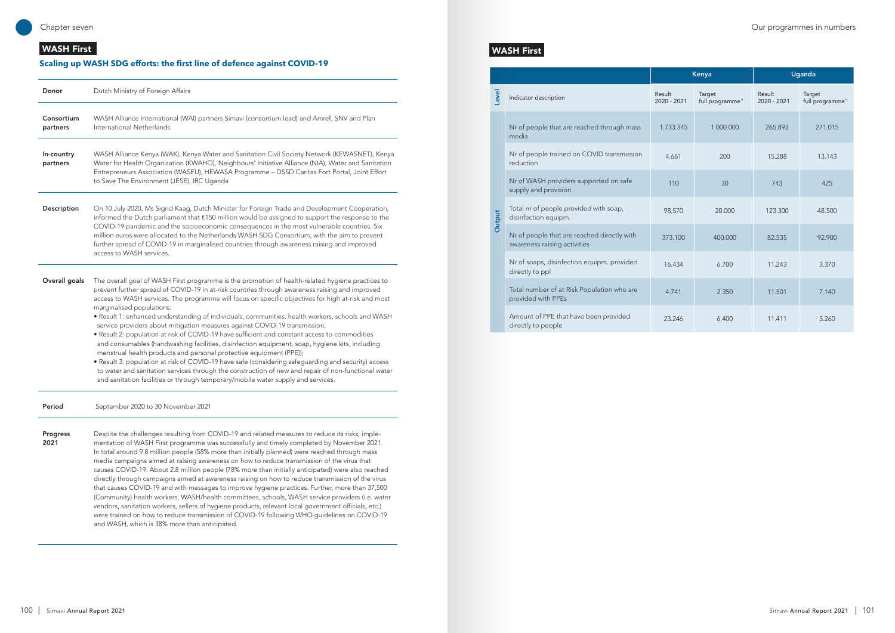## WASH First

### Scaling up WASH SDG efforts: the first line of defence against COVID-19

| | |
|---|---|
| **Donor** | Dutch Ministry of Foreign Affairs |
| **Consortium partners** | WASH Alliance International (WAI) partners Simavi (consortium lead) and Amref, SNV and Plan International Netherlands |
| **In-country partners** | WASH Alliance Kenya (WAK), Kenya Water and Sanitation Civil Society Network (KEWASNET), Kenya Water for Health Organization (KWAHO), Neighbours' Initiative Alliance (NIA), Water and Sanitation Entrepreneurs Association (WASEU), HEWASA Programme – DSSD Caritas Fort Portal, Joint Effort to Save The Environment (JESE), IRC Uganda |
| **Description** | On 10 July 2020, Ms Sigrid Kaag, Dutch Minister for Foreign Trade and Development Cooperation, informed the Dutch parliament that €150 million would be assigned to support the response to the COVID-19 pandemic and the socioeconomic consequences in the most vulnerable countries. Six million euros were allocated to the Netherlands WASH SDG Consortium, with the aim to prevent further spread of COVID-19 in marginalised countries through awareness raising and improved access to WASH services. |
| **Overall goals** | The overall goal of WASH First programme is the promotion of health-related hygiene practices to prevent further spread of COVID-19 in at-risk countries through awareness raising and improved access to WASH services. The programme will focus on specific objectives for high at-risk and most marginalised populations:<br>• Result 1: enhanced understanding of individuals, communities, health workers, schools and WASH service providers about mitigation measures against COVID-19 transmission;<br>• Result 2: population at risk of COVID-19 have sufficient and constant access to commodities and consumables (handwashing facilities, disinfection equipment, soap, hygiene kits, including menstrual health products and personal protective equipment (PPE));<br>• Result 3: population at risk of COVID-19 have safe (considering safeguarding and security) access to water and sanitation services through the construction of new and repair of non-functional water and sanitation facilities or through temporary/mobile water supply and services. |
| **Period** | September 2020 to 30 November 2021 |
| **Progress 2021** | Despite the challenges resulting from COVID-19 and related measures to reduce its risks, implementation of WASH First programme was successfully and timely completed by November 2021. In total around 9.8 million people (58% more than initially planned) were reached through mass media campaigns aimed at raising awareness on how to reduce transmission of the virus that causes COVID-19. About 2.8 million people (78% more than initially anticipated) were also reached directly through campaigns aimed at awareness raising on how to reduce transmission of the virus that causes COVID-19 and with messages to improve hygiene practices. Further, more than 37,500 (Community) health workers, WASH/health committees, schools, WASH service providers (i.e. water vendors, sanitation workers, sellers of hygiene products, relevant local government officials, etc.) were trained on how to reduce transmission of COVID-19 following WHO guidelines on COVID-19 and WASH, which is 38% more than anticipated. |

## WASH First

| Level | Indicator description | Kenya Result 2020 - 2021 | Kenya Target full programme" | Uganda Result 2020 - 2021 | Uganda Target full programme" |
|---|---|---|---|---|---|
| Output | Nr of people that are reached through mass media | 1.733.345 | 1.000.000 | 265.893 | 271.015 |
| | Nr of people trained on COVID transmission reduction | 4.661 | 200 | 15.288 | 13.143 |
| | Nr of WASH providers supported on safe supply and provision | 110 | 30 | 743 | 425 |
| | Total nr of people provided with soap, disinfection equipm. | 98.570 | 20.000 | 123.300 | 48.500 |
| | Nr of people that are reached directly with awareness raising activities | 373.100 | 400.000 | 82.535 | 92.900 |
| | Nr of soaps, disinfection equipm. provided directly to ppl | 16.434 | 6.700 | 11.243 | 3.370 |
| | Total number of at Risk Population who are provided with PPEs | 4.741 | 2.350 | 11.501 | 7.140 |
| | Amount of PPE that have been provided directly to people | 23.246 | 6.400 | 11.411 | 5.260 |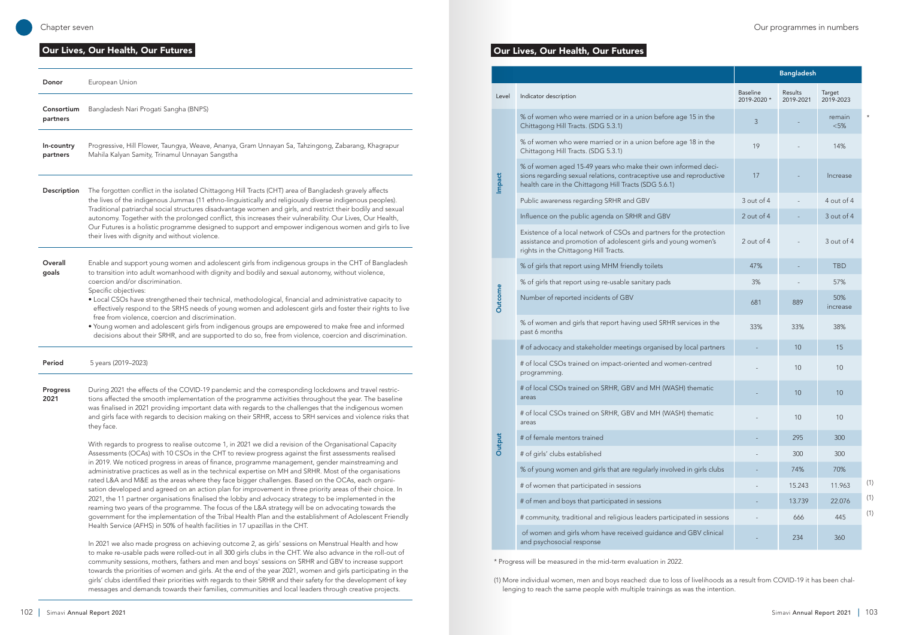## Our Lives, Our Health, Our Futures

| | |
|---|---|
| **Donor** | European Union |
| **Consortium partners** | Bangladesh Nari Progati Sangha (BNPS) |
| **In-country partners** | Progressive, Hill Flower, Taungya, Weave, Ananya, Gram Unnayan Sa, Tahzingong, Zabarang, Khagrapur Mahila Kalyan Samity, Trinamul Unnayan Sangstha |
| **Description** | The forgotten conflict in the isolated Chittagong Hill Tracts (CHT) area of Bangladesh gravely affects the lives of the indigenous Jummas (11 ethno-linguistically and religiously diverse indigenous peoples). Traditional patriarchal social structures disadvantage women and girls, and restrict their bodily and sexual autonomy. Together with the prolonged conflict, this increases their vulnerability. Our Lives, Our Health, Our Futures is a holistic programme designed to support and empower indigenous women and girls to live their lives with dignity and without violence. |
| **Overall goals** | Enable and support young women and adolescent girls from indigenous groups in the CHT of Bangladesh to transition into adult womanhood with dignity and bodily and sexual autonomy, without violence, coercion and/or discrimination.<br>Specific objectives:<br>• Local CSOs have strengthened their technical, methodological, financial and administrative capacity to effectively respond to the SRHS needs of young women and adolescent girls and foster their rights to live free from violence, coercion and discrimination.<br>• Young women and adolescent girls from indigenous groups are empowered to make free and informed decisions about their SRHR, and are supported to do so, free from violence, coercion and discrimination. |
| **Period** | 5 years (2019–2023) |

**Progress 2021**

During 2021 the effects of the COVID-19 pandemic and the corresponding lockdowns and travel restrictions affected the smooth implementation of the programme activities throughout the year. The baseline was finalised in 2021 providing important data with regards to the challenges that the indigenous women and girls face with regards to decision making on their SRHR, access to SRH services and violence risks that they face.

With regards to progress to realise outcome 1, in 2021 we did a revision of the Organisational Capacity Assessments (OCAs) with 10 CSOs in the CHT to review progress against the first assessments realised in 2019. We noticed progress in areas of finance, programme management, gender mainstreaming and administrative practices as well as in the technical expertise on MH and SRHR. Most of the organisations rated L&A and M&E as the areas where they face bigger challenges. Based on the OCAs, each organisation developed and agreed on an action plan for improvement in three priority areas of their choice. In 2021, the 11 partner organisations finalised the lobby and advocacy strategy to be implemented in the reaming two years of the programme. The focus of the L&A strategy will be on advocating towards the government for the implementation of the Tribal Health Plan and the establishment of Adolescent Friendly Health Service (AFHS) in 50% of health facilities in 17 upazillas in the CHT.

In 2021 we also made progress on achieving outcome 2, as girls' sessions on Menstrual Health and how to make re-usable pads were rolled-out in all 300 girls clubs in the CHT. We also advance in the roll-out of community sessions, mothers, fathers and men and boys' sessions on SRHR and GBV to increase support towards the priorities of women and girls. At the end of the year 2021, women and girls participating in the girls' clubs identified their priorities with regards to their SRHR and their safety for the development of key messages and demands towards their families, communities and local leaders through creative projects.

## Our Lives, Our Health, Our Futures

| Level | Indicator description | Bangladesh Baseline 2019-2020 * | Bangladesh Results 2019-2021 | Bangladesh Target 2019-2023 | |
|---|---|---|---|---|---|
| Impact | % of women who were married or in a union before age 15 in the Chittagong Hill Tracts. (SDG 5.3.1) | 3 | - | remain <5% | * |
| Impact | % of women who were married or in a union before age 18 in the Chittagong Hill Tracts. (SDG 5.3.1) | 19 | - | 14% | |
| Impact | % of women aged 15-49 years who make their own informed decisions regarding sexual relations, contraceptive use and reproductive health care in the Chittagong Hill Tracts (SDG 5.6.1) | 17 | - | Increase | |
| Impact | Public awareness regarding SRHR and GBV | 3 out of 4 | - | 4 out of 4 | |
| Impact | Influence on the public agenda on SRHR and GBV | 2 out of 4 | - | 3 out of 4 | |
| Impact | Existence of a local network of CSOs and partners for the protection assistance and promotion of adolescent girls and young women's rights in the Chittagong Hill Tracts. | 2 out of 4 | - | 3 out of 4 | |
| Outcome | % of girls that report using MHM friendly toilets | 47% | - | TBD | |
| Outcome | % of girls that report using re-usable sanitary pads | 3% | - | 57% | |
| Outcome | Number of reported incidents of GBV | 681 | 889 | 50% increase | |
| Outcome | % of women and girls that report having used SRHR services in the past 6 months | 33% | 33% | 38% | |
| Output | # of advocacy and stakeholder meetings organised by local partners | - | 10 | 15 | |
| Output | # of local CSOs trained on impact-oriented and women-centred programming. | - | 10 | 10 | |
| Output | # of local CSOs trained on SRHR, GBV and MH (WASH) thematic areas | - | 10 | 10 | |
| Output | # of local CSOs trained on SRHR, GBV and MH (WASH) thematic areas | - | 10 | 10 | |
| Output | # of female mentors trained | - | 295 | 300 | |
| Output | # of girls' clubs established | - | 300 | 300 | |
| Output | % of young women and girls that are regularly involved in girls clubs | - | 74% | 70% | |
| Output | # of women that participated in sessions | - | 15.243 | 11.963 | (1) |
| Output | # of men and boys that participated in sessions | - | 13.739 | 22.076 | (1) |
| Output | # community, traditional and religious leaders participated in sessions | - | 666 | 445 | (1) |
| Output | of women and girls whom have received guidance and GBV clinical and psychosocial response | - | 234 | 360 | |

\* Progress will be measured in the mid-term evaluation in 2022.

(1) More individual women, men and boys reached: due to loss of livelihoods as a result from COVID-19 it has been challenging to reach the same people with multiple trainings as was the intention.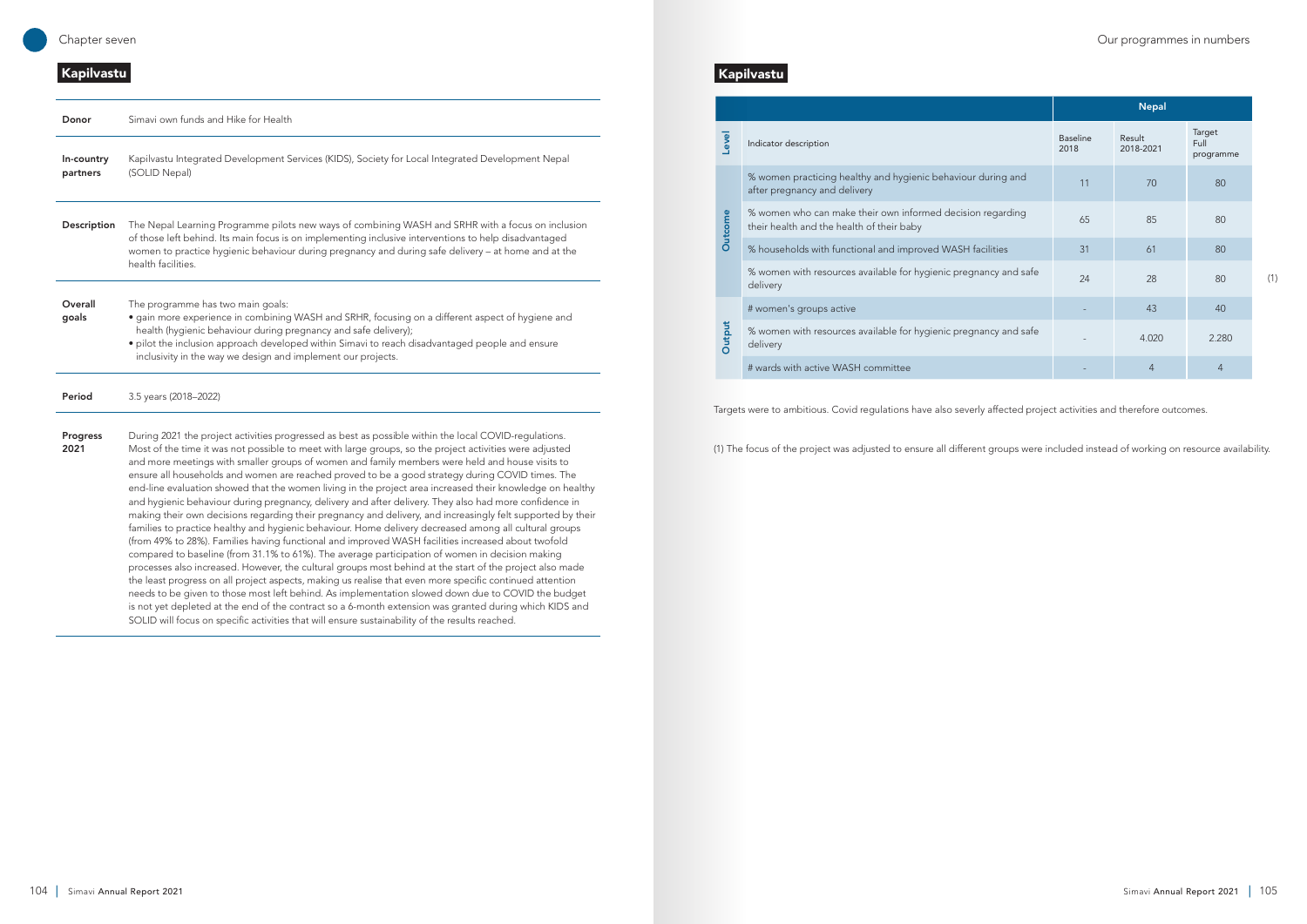## Kapilvastu

| | |
|---|---|
| **Donor** | Simavi own funds and Hike for Health |
| **In-country partners** | Kapilvastu Integrated Development Services (KIDS), Society for Local Integrated Development Nepal (SOLID Nepal) |
| **Description** | The Nepal Learning Programme pilots new ways of combining WASH and SRHR with a focus on inclusion of those left behind. Its main focus is on implementing inclusive interventions to help disadvantaged women to practice hygienic behaviour during pregnancy and during safe delivery – at home and at the health facilities. |
| **Overall goals** | The programme has two main goals: • gain more experience in combining WASH and SRHR, focusing on a different aspect of hygiene and health (hygienic behaviour during pregnancy and safe delivery); • pilot the inclusion approach developed within Simavi to reach disadvantaged people and ensure inclusivity in the way we design and implement our projects. |
| **Period** | 3.5 years (2018–2022) |
| **Progress 2021** | During 2021 the project activities progressed as best as possible within the local COVID-regulations. Most of the time it was not possible to meet with large groups, so the project activities were adjusted and more meetings with smaller groups of women and family members were held and house visits to ensure all households and women are reached proved to be a good strategy during COVID times. The end-line evaluation showed that the women living in the project area increased their knowledge on healthy and hygienic behaviour during pregnancy, delivery and after delivery. They also had more confidence in making their own decisions regarding their pregnancy and delivery, and increasingly felt supported by their families to practice healthy and hygienic behaviour. Home delivery decreased among all cultural groups (from 49% to 28%). Families having functional and improved WASH facilities increased about twofold compared to baseline (from 31.1% to 61%). The average participation of women in decision making processes also increased. However, the cultural groups most behind at the start of the project also made the least progress on all project aspects, making us realise that even more specific continued attention needs to be given to those most left behind. As implementation slowed down due to COVID the budget is not yet depleted at the end of the contract so a 6-month extension was granted during which KIDS and SOLID will focus on specific activities that will ensure sustainability of the results reached. |

## Kapilvastu

| Level | Indicator description | Nepal Baseline 2018 | Result 2018-2021 | Target Full programme | |
|---|---|---|---|---|---|
| Outcome | % women practicing healthy and hygienic behaviour during and after pregnancy and delivery | 11 | 70 | 80 | |
| Outcome | % women who can make their own informed decision regarding their health and the health of their baby | 65 | 85 | 80 | |
| Outcome | % households with functional and improved WASH facilities | 31 | 61 | 80 | |
| Outcome | % women with resources available for hygienic pregnancy and safe delivery | 24 | 28 | 80 | (1) |
| Output | # women's groups active | - | 43 | 40 | |
| Output | % women with resources available for hygienic pregnancy and safe delivery | - | 4.020 | 2.280 | |
| Output | # wards with active WASH committee | - | 4 | 4 | |

Targets were to ambitious. Covid regulations have also severly affected project activities and therefore outcomes.

(1) The focus of the project was adjusted to ensure all different groups were included instead of working on resource availability.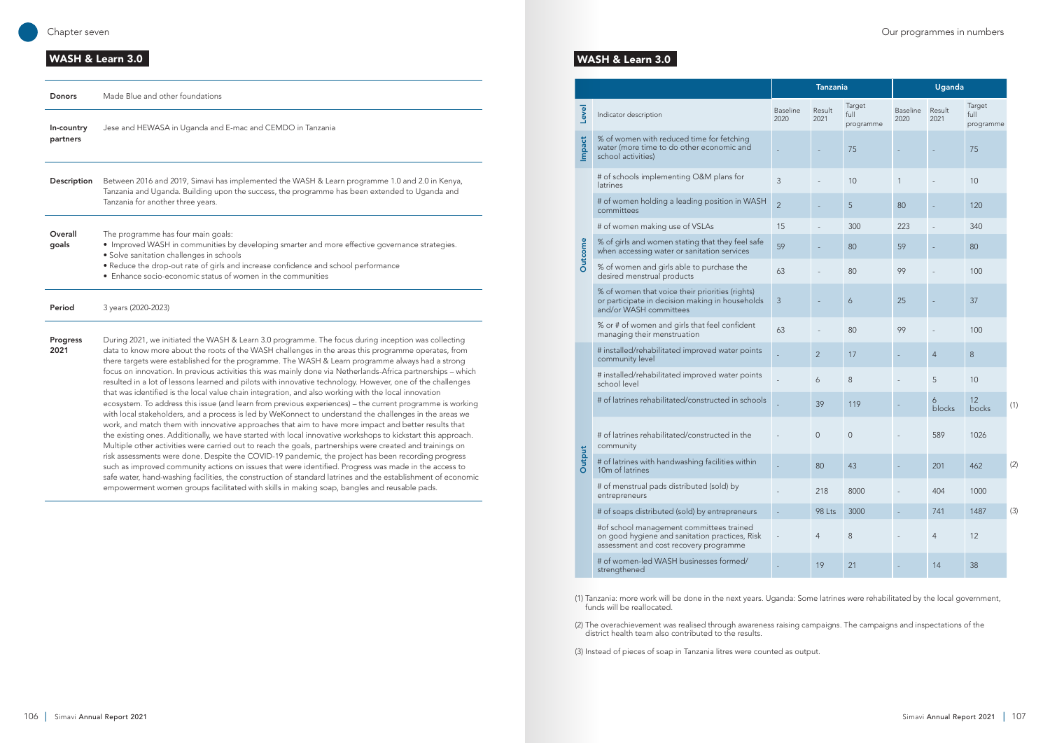## WASH & Learn 3.0

| | |
|---|---|
| **Donors** | Made Blue and other foundations |
| **In-country partners** | Jese and HEWASA in Uganda and E-mac and CEMDO in Tanzania |
| **Description** | Between 2016 and 2019, Simavi has implemented the WASH & Learn programme 1.0 and 2.0 in Kenya, Tanzania and Uganda. Building upon the success, the programme has been extended to Uganda and Tanzania for another three years. |
| **Overall goals** | The programme has four main goals: • Improved WASH in communities by developing smarter and more effective governance strategies. • Solve sanitation challenges in schools • Reduce the drop-out rate of girls and increase confidence and school performance • Enhance socio-economic status of women in the communities |
| **Period** | 3 years (2020-2023) |
| **Progress 2021** | During 2021, we initiated the WASH & Learn 3.0 programme. The focus during inception was collecting data to know more about the roots of the WASH challenges in the areas this programme operates, from there targets were established for the programme. The WASH & Learn programme always had a strong focus on innovation. In previous activities this was mainly done via Netherlands-Africa partnerships – which resulted in a lot of lessons learned and pilots with innovative technology. However, one of the challenges that was identified is the local value chain integration, and also working with the local innovation ecosystem. To address this issue (and learn from previous experiences) – the current programme is working with local stakeholders, and a process is led by WeKonnect to understand the challenges in the areas we work, and match them with innovative approaches that aim to have more impact and better results that the existing ones. Additionally, we have started with local innovative workshops to kickstart this approach. Multiple other activities were carried out to reach the goals, partnerships were created and trainings on risk assessments were done. Despite the COVID-19 pandemic, the project has been recording progress such as improved community actions on issues that were identified. Progress was made in the access to safe water, hand-washing facilities, the construction of standard latrines and the establishment of economic empowerment women groups facilitated with skills in making soap, bangles and reusable pads. |

## WASH & Learn 3.0

| | | Tanzania | | | Uganda | | | |
|---|---|---|---|---|---|---|---|---|
| **Level** | **Indicator description** | **Baseline 2020** | **Result 2021** | **Target full programme** | **Baseline 2020** | **Result 2021** | **Target full programme** | |
| Impact | % of women with reduced time for fetching water (more time to do other economic and school activities) | - | - | 75 | - | - | 75 | |
| Outcome | # of schools implementing O&M plans for latrines | 3 | - | 10 | 1 | - | 10 | |
| | # of women holding a leading position in WASH committees | 2 | - | 5 | 80 | - | 120 | |
| | # of women making use of VSLAs | 15 | - | 300 | 223 | - | 340 | |
| | % of girls and women stating that they feel safe when accessing water or sanitation services | 59 | - | 80 | 59 | - | 80 | |
| | % of women and girls able to purchase the desired menstrual products | 63 | - | 80 | 99 | - | 100 | |
| | % of women that voice their priorities (rights) or participate in decision making in households and/or WASH committees | 3 | - | 6 | 25 | - | 37 | |
| | % or # of women and girls that feel confident managing their menstruation | 63 | - | 80 | 99 | - | 100 | |
| Output | # installed/rehabilitated improved water points community level | - | 2 | 17 | - | 4 | 8 | |
| | # installed/rehabilitated improved water points school level | - | 6 | 8 | - | 5 | 10 | |
| | # of latrines rehabilitated/constructed in schools | - | 39 | 119 | - | 6 blocks | 12 bocks | (1) |
| | # of latrines rehabilitated/constructed in the community | - | 0 | 0 | - | 589 | 1026 | |
| | # of latrines with handwashing facilities within 10m of latrines | - | 80 | 43 | - | 201 | 462 | (2) |
| | # of menstrual pads distributed (sold) by entrepreneurs | - | 218 | 8000 | - | 404 | 1000 | |
| | # of soaps distributed (sold) by entrepreneurs | - | 98 Lts | 3000 | - | 741 | 1487 | (3) |
| | #of school management committees trained on good hygiene and sanitation practices, Risk assessment and cost recovery programme | - | 4 | 8 | - | 4 | 12 | |
| | # of women-led WASH businesses formed/ strengthened | - | 19 | 21 | - | 14 | 38 | |

(1) Tanzania: more work will be done in the next years. Uganda: Some latrines were rehabilitated by the local government, funds will be reallocated.

(2) The overachievement was realised through awareness raising campaigns. The campaigns and inspections of the district health team also contributed to the results.

(3) Instead of pieces of soap in Tanzania litres were counted as output.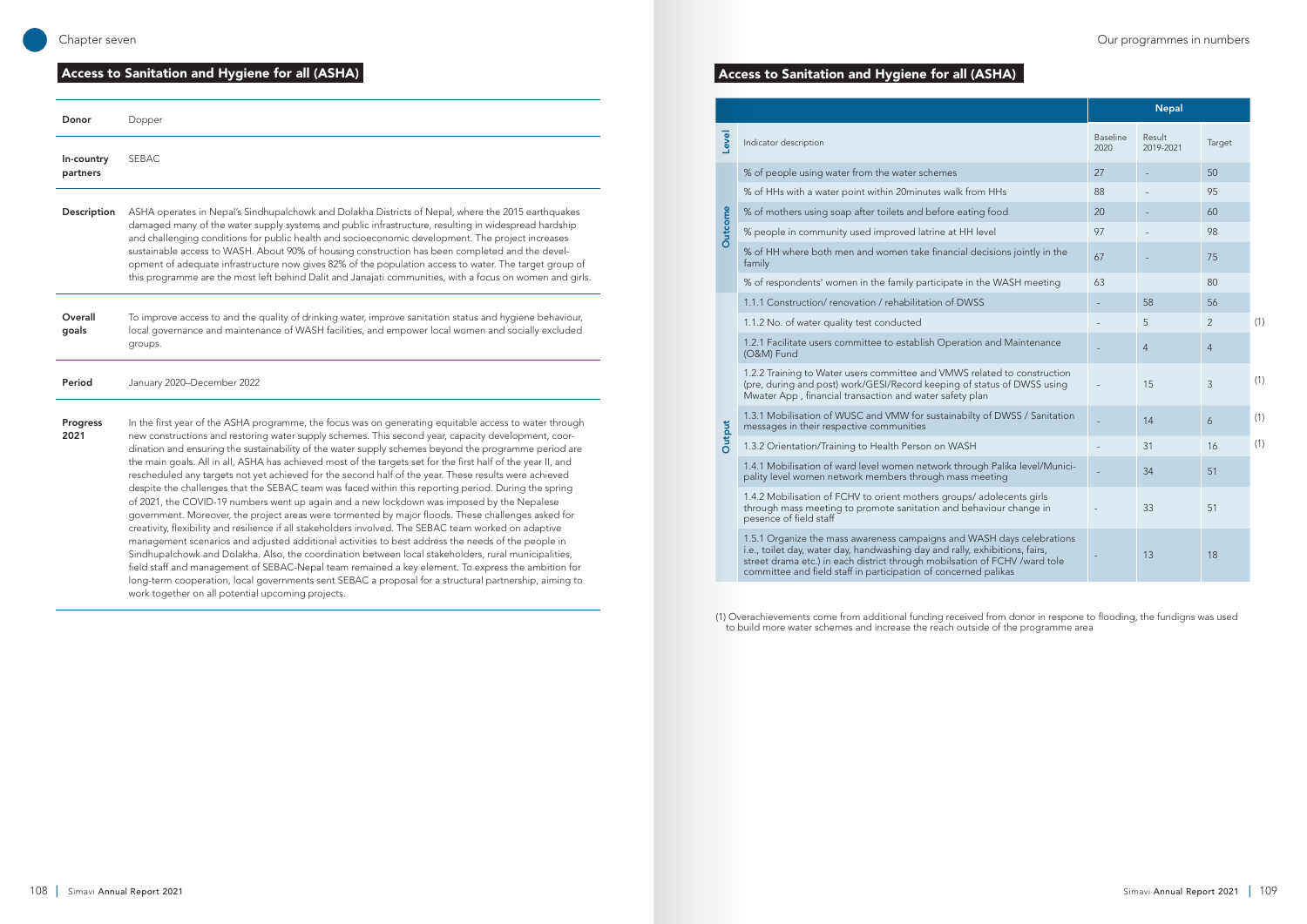## Access to Sanitation and Hygiene for all (ASHA)

| | |
|---|---|
| **Donor** | Dopper |
| **In-country partners** | SEBAC |
| **Description** | ASHA operates in Nepal's Sindhupalchowk and Dolakha Districts of Nepal, where the 2015 earthquakes damaged many of the water supply systems and public infrastructure, resulting in widespread hardship and challenging conditions for public health and socioeconomic development. The project increases sustainable access to WASH. About 90% of housing construction has been completed and the development of adequate infrastructure now gives 82% of the population access to water. The target group of this programme are the most left behind Dalit and Janajati communities, with a focus on women and girls. |
| **Overall goals** | To improve access to and the quality of drinking water, improve sanitation status and hygiene behaviour, local governance and maintenance of WASH facilities, and empower local women and socially excluded groups. |
| **Period** | January 2020–December 2022 |
| **Progress 2021** | In the first year of the ASHA programme, the focus was on generating equitable access to water through new constructions and restoring water supply schemes. This second year, capacity development, coordination and ensuring the sustainability of the water supply schemes beyond the programme period are the main goals. All in all, ASHA has achieved most of the targets set for the first half of the year II, and rescheduled any targets not yet achieved for the second half of the year. These results were achieved despite the challenges that the SEBAC team was faced within this reporting period. During the spring of 2021, the COVID-19 numbers went up again and a new lockdown was imposed by the Nepalese government. Moreover, the project areas were tormented by major floods. These challenges asked for creativity, flexibility and resilience if all stakeholders involved. The SEBAC team worked on adaptive management scenarios and adjusted additional activities to best address the needs of the people in Sindhupalchowk and Dolakha. Also, the coordination between local stakeholders, rural municipalities, field staff and management of SEBAC-Nepal team remained a key element. To express the ambition for long-term cooperation, local governments sent SEBAC a proposal for a structural partnership, aiming to work together on all potential upcoming projects. |

## Access to Sanitation and Hygiene for all (ASHA)

| Level | Indicator description | Nepal Baseline 2020 | Result 2019-2021 | Target | |
|---|---|---|---|---|---|
| Outcome | % of people using water from the water schemes | 27 | - | 50 | |
| | % of HHs with a water point within 20minutes walk from HHs | 88 | - | 95 | |
| | % of mothers using soap after toilets and before eating food | 20 | - | 60 | |
| | % people in community used improved latrine at HH level | 97 | - | 98 | |
| | % of HH where both men and women take financial decisions jointly in the family | 67 | - | 75 | |
| | % of respondents' women in the family participate in the WASH meeting | 63 | | 80 | |
| Output | 1.1.1 Construction/ renovation / rehabilitation of DWSS | - | 58 | 56 | |
| | 1.1.2 No. of water quality test conducted | - | 5 | 2 | (1) |
| | 1.2.1 Facilitate users committee to establish Operation and Maintenance (O&M) Fund | - | 4 | 4 | |
| | 1.2.2 Training to Water users committee and VMWS related to construction (pre, during and post) work/GESI/Record keeping of status of DWSS using Mwater App , financial transaction and water safety plan | - | 15 | 3 | (1) |
| | 1.3.1 Mobilisation of WUSC and VMW for sustainabilty of DWSS / Sanitation messages in their respective communities | - | 14 | 6 | (1) |
| | 1.3.2 Orientation/Training to Health Person on WASH | - | 31 | 16 | (1) |
| | 1.4.1 Mobilisation of ward level women network through Palika level/Municipality level women network members through mass meeting | - | 34 | 51 | |
| | 1.4.2 Mobilisation of FCHV to orient mothers groups/ adolecents girls through mass meeting to promote sanitation and behaviour change in pesence of field staff | - | 33 | 51 | |
| | 1.5.1 Organize the mass awareness campaigns and WASH days celebrations i.e., toilet day, water day, handwashing day and rally, exhibitions, fairs, street drama etc.) in each district through mobilsation of FCHV /ward tole committee and field staff in participation of concerned palikas | - | 13 | 18 | |

(1) Overachievements come from additional funding received from donor in respone to flooding, the fundigns was used to build more water schemes and increase the reach outside of the programme area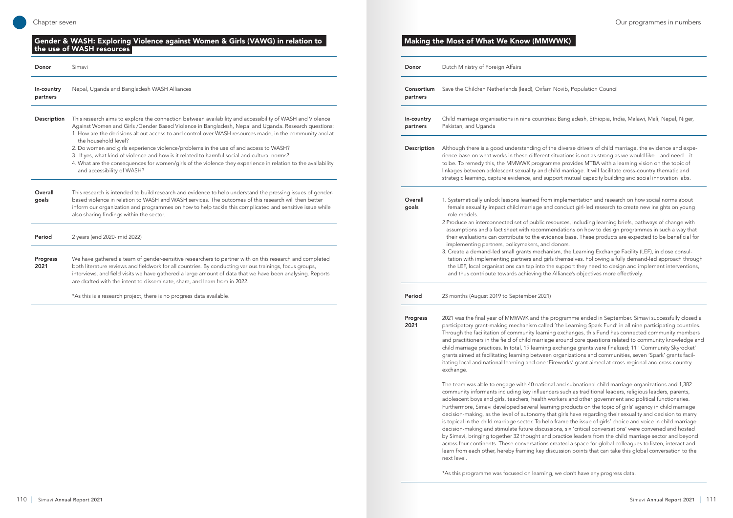## Gender & WASH: Exploring Violence against Women & Girls (VAWG) in relation to the use of WASH resources

| | |
|---|---|
| **Donor** | Simavi |
| **In-country partners** | Nepal, Uganda and Bangladesh WASH Alliances |
| **Description** | This research aims to explore the connection between availability and accessibility of WASH and Violence Against Women and Girls /Gender Based Violence in Bangladesh, Nepal and Uganda. Research questions:<br>1. How are the decisions about access to and control over WASH resources made, in the community and at the household level?<br>2. Do women and girls experience violence/problems in the use of and access to WASH?<br>3. If yes, what kind of violence and how is it related to harmful social and cultural norms?<br>4. What are the consequences for women/girls of the violence they experience in relation to the availability and accessibility of WASH? |
| **Overall goals** | This research is intended to build research and evidence to help understand the pressing issues of gender-based violence in relation to WASH and WASH services. The outcomes of this research will then better inform our organization and programmes on how to help tackle this complicated and sensitive issue while also sharing findings within the sector. |
| **Period** | 2 years (end 2020- mid 2022) |
| **Progress 2021** | We have gathered a team of gender-sensitive researchers to partner with on this research and completed both literature reviews and fieldwork for all countries. By conducting various trainings, focus groups, interviews, and field visits we have gathered a large amount of data that we have been analysing. Reports are drafted with the intent to disseminate, share, and learn from in 2022.<br><br>*As this is a research project, there is no progress data available. |

## Making the Most of What We Know (MMWWK)

| | |
|---|---|
| **Donor** | Dutch Ministry of Foreign Affairs |
| **Consortium partners** | Save the Children Netherlands (lead), Oxfam Novib, Population Council |
| **In-country partners** | Child marriage organisations in nine countries: Bangladesh, Ethiopia, India, Malawi, Mali, Nepal, Niger, Pakistan, and Uganda |
| **Description** | Although there is a good understanding of the diverse drivers of child marriage, the evidence and experience base on what works in these different situations is not as strong as we would like – and need – it to be. To remedy this, the MMWWK programme provides MTBA with a learning vision on the topic of linkages between adolescent sexuality and child marriage. It will facilitate cross-country thematic and strategic learning, capture evidence, and support mutual capacity building and social innovation labs. |
| **Overall goals** | 1. Systematically unlock lessons learned from implementation and research on how social norms about female sexuality impact child marriage and conduct girl-led research to create new insights on young role models.<br>2 Produce an interconnected set of public resources, including learning briefs, pathways of change with assumptions and a fact sheet with recommendations on how to design programmes in such a way that their evaluations can contribute to the evidence base. These products are expected to be beneficial for implementing partners, policymakers, and donors.<br>3. Create a demand-led small grants mechanism, the Learning Exchange Facility (LEF), in close consultation with implementing partners and girls themselves. Following a fully demand-led approach through the LEF, local organisations can tap into the support they need to design and implement interventions, and thus contribute towards achieving the Alliance's objectives more effectively. |
| **Period** | 23 months (August 2019 to September 2021) |
| **Progress 2021** | 2021 was the final year of MMWWK and the programme ended in September. Simavi successfully closed a participatory grant-making mechanism called 'the Learning Spark Fund' in all nine participating countries. Through the facilitation of community learning exchanges, this Fund has connected community members and practitioners in the field of child marriage around core questions related to community knowledge and child marriage practices. In total, 19 learning exchange grants were finalized; 11 ' Community Skyrocket' grants aimed at facilitating learning between organizations and communities, seven 'Spark' grants facilitating local and national learning and one 'Fireworks' grant aimed at cross-regional and cross-country exchange.<br><br>The team was able to engage with 40 national and subnational child marriage organizations and 1,382 community informants including key influencers such as traditional leaders, religious leaders, parents, adolescent boys and girls, teachers, health workers and other government and political functionaries. Furthermore, Simavi developed several learning products on the topic of girls' agency in child marriage decision-making, as the level of autonomy that girls have regarding their sexuality and decision to marry is topical in the child marriage sector. To help frame the issue of girls' choice and voice in child marriage decision-making and stimulate future discussions, six 'critical conversations' were convened and hosted by Simavi, bringing together 32 thought and practice leaders from the child marriage sector and beyond across four continents. These conversations created a space for global colleagues to listen, interact and learn from each other, hereby framing key discussion points that can take this global conversation to the next level.<br><br>*As this programme was focused on learning, we don't have any progress data. |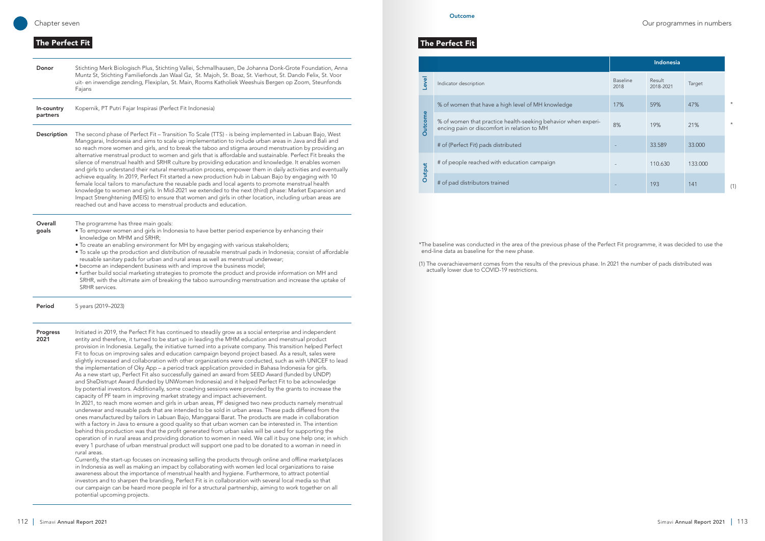## The Perfect Fit

**Donor** Stichting Merk Biologisch Plus, Stichting Vallei, Schmallhausen, De Johanna Donk-Grote Foundation, Anna Muntz St, Stichting Familiefonds Jan Waal Gz, St. Majoh, St. Boaz, St. Vierhout, St. Dando Felix, St. Voor uit- en inwendige zending, Flexiplan, St. Main, Rooms Katholiek Weeshuis Bergen op Zoom, Steunfonds Fajans

**In-country partners** Kopernik, PT Putri Fajar Inspirasi (Perfect Fit Indonesia)

**Description** The second phase of Perfect Fit – Transition To Scale (TTS) - is being implemented in Labuan Bajo, West Manggarai, Indonesia and aims to scale up implementation to include urban areas in Java and Bali and so reach more women and girls, and to break the taboo and stigma around menstruation by providing an alternative menstrual product to women and girls that is affordable and sustainable. Perfect Fit breaks the silence of menstrual health and SRHR culture by providing education and knowledge. It enables women and girls to understand their natural menstruation process, empower them in daily activities and eventually achieve equality. In 2019, Perfect Fit started a new production hub in Labuan Bajo by engaging with 10 female local tailors to manufacture the reusable pads and local agents to promote menstrual health knowledge to women and girls. In Mid-2021 we extended to the next (third) phase: Market Expansion and Impact Strenghtening (MEIS) to ensure that women and girls in other location, including urban areas are reached out and have access to menstrual products and education.

**Overall goals** The programme has three main goals:

- To empower women and girls in Indonesia to have better period experience by enhancing their knowledge on MHM and SRHR;
- To create an enabling environment for MH by engaging with various stakeholders;
- To scale up the production and distribution of reusable menstrual pads in Indonesia; consist of affordable reusable sanitary pads for urban and rural areas as well as menstrual underwear;
- become an independent business with and improve the business model;
- further build social marketing strategies to promote the product and provide information on MH and SRHR, with the ultimate aim of breaking the taboo surrounding menstruation and increase the uptake of SRHR services.

**Period** 5 years (2019–2023)

**Progress 2021** Initiated in 2019, the Perfect Fit has continued to steadily grow as a social enterprise and independent entity and therefore, it turned to be start up in leading the MHM education and menstrual product provision in Indonesia. Legally, the initiative turned into a private company. This transition helped Perfect Fit to focus on improving sales and education campaign beyond project based. As a result, sales were slightly increased and collaboration with other organizations were conducted, such as with UNICEF to lead the implementation of Oky App – a period track application provided in Bahasa Indonesia for girls. As a new start up, Perfect Fit also successfully gained an award from SEED Award (funded by UNDP) and SheDistrupt Award (funded by UNWomen Indonesia) and it helped Perfect Fit to be acknowledge by potential investors. Additionally, some coaching sessions were provided by the grants to increase the capacity of PF team in improving market strategy and impact achievement.

In 2021, to reach more women and girls in urban areas, PF designed two new products namely menstrual underwear and reusable pads that are intended to be sold in urban areas. These pads differed from the ones manufactured by tailors in Labuan Bajo, Manggarai Barat. The products are made in collaboration with a factory in Java to ensure a good quality so that urban women can be interested in. The intention behind this production was that the profit generated from urban sales will be used for supporting the operation of in rural areas and providing donation to women in need. We call it buy one help one; in which every 1 purchase of urban menstrual product will support one pad to be donated to a woman in need in rural areas.

Currently, the start-up focuses on increasing selling the products through online and offline marketplaces in Indonesia as well as making an impact by collaborating with women led local organizations to raise awareness about the importance of menstrual health and hygiene. Furthermore, to attract potential investors and to sharpen the branding, Perfect Fit is in collaboration with several local media so that our campaign can be heard more people inl for a structural partnership, aiming to work together on all potential upcoming projects.

## The Perfect Fit

| Level | Indicator description | Indonesia Baseline 2018 | Indonesia Result 2018-2021 | Indonesia Target | |
|---|---|---|---|---|---|
| Outcome | % of women that have a high level of MH knowledge | 17% | 59% | 47% | * |
| Outcome | % of women that practice health-seeking behavior when experiencing pain or discomfort in relation to MH | 8% | 19% | 21% | * |
| Outcome | # of (Perfect Fit) pads distributed | - | 33.589 | 33.000 | |
| Output | # of people reached with education campaign | - | 110.630 | 133.000 | |
| Output | # of pad distributors trained | - | 193 | 141 | (1) |

*The baseline was conducted in the area of the previous phase of the Perfect Fit programme, it was decided to use the end-line data as baseline for the new phase.

(1) The overachievement comes from the results of the previous phase. In 2021 the number of pads distributed was actually lower due to COVID-19 restrictions.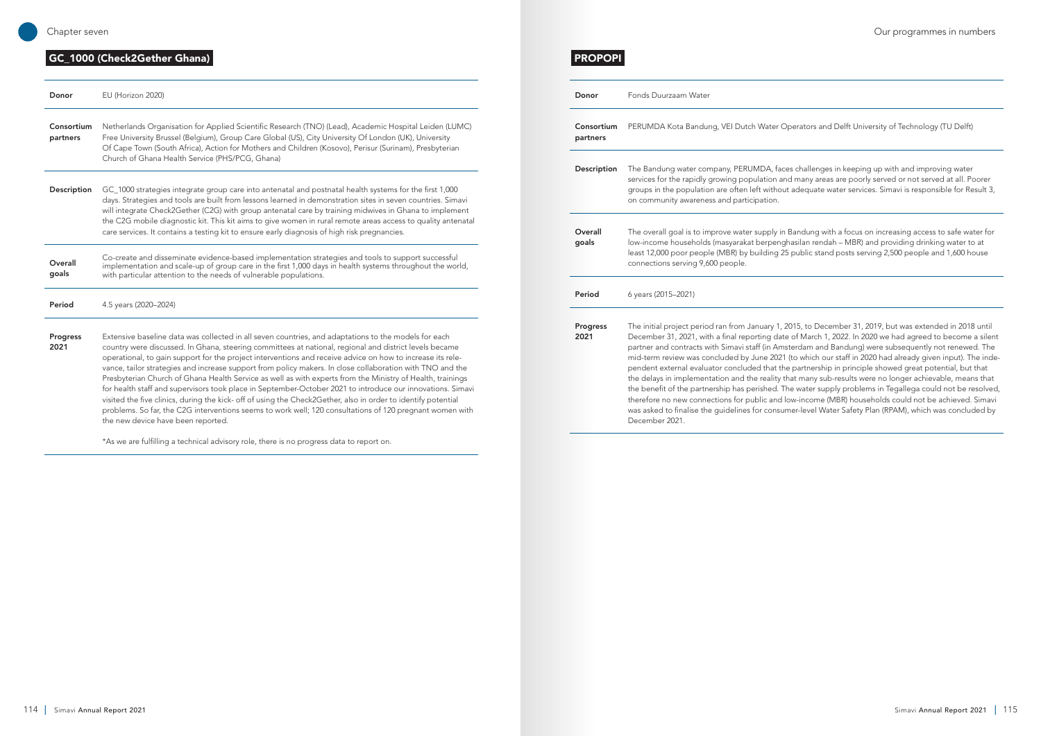## GC_1000 (Check2Gether Ghana)

| | |
|---|---|
| **Donor** | EU (Horizon 2020) |
| **Consortium partners** | Netherlands Organisation for Applied Scientific Research (TNO) (Lead), Academic Hospital Leiden (LUMC) Free University Brussel (Belgium), Group Care Global (US), City University Of London (UK), University Of Cape Town (South Africa), Action for Mothers and Children (Kosovo), Perisur (Surinam), Presbyterian Church of Ghana Health Service (PHS/PCG, Ghana) |
| **Description** | GC_1000 strategies integrate group care into antenatal and postnatal health systems for the first 1,000 days. Strategies and tools are built from lessons learned in demonstration sites in seven countries. Simavi will integrate Check2Gether (C2G) with group antenatal care by training midwives in Ghana to implement the C2G mobile diagnostic kit. This kit aims to give women in rural remote areas access to quality antenatal care services. It contains a testing kit to ensure early diagnosis of high risk pregnancies. |
| **Overall goals** | Co-create and disseminate evidence-based implementation strategies and tools to support successful implementation and scale-up of group care in the first 1,000 days in health systems throughout the world, with particular attention to the needs of vulnerable populations. |
| **Period** | 4.5 years (2020–2024) |
| **Progress 2021** | Extensive baseline data was collected in all seven countries, and adaptations to the models for each country were discussed. In Ghana, steering committees at national, regional and district levels became operational, to gain support for the project interventions and receive advice on how to increase its relevance, tailor strategies and increase support from policy makers. In close collaboration with TNO and the Presbyterian Church of Ghana Health Service as well as with experts from the Ministry of Health, trainings for health staff and supervisors took place in September-October 2021 to introduce our innovations. Simavi visited the five clinics, during the kick- off of using the Check2Gether, also in order to identify potential problems. So far, the C2G interventions seems to work well; 120 consultations of 120 pregnant women with the new device have been reported.<br><br>*As we are fulfilling a technical advisory role, there is no progress data to report on. |

## PROPOPI

| | |
|---|---|
| **Donor** | Fonds Duurzaam Water |
| **Consortium partners** | PERUMDA Kota Bandung, VEI Dutch Water Operators and Delft University of Technology (TU Delft) |
| **Description** | The Bandung water company, PERUMDA, faces challenges in keeping up with and improving water services for the rapidly growing population and many areas are poorly served or not served at all. Poorer groups in the population are often left without adequate water services. Simavi is responsible for Result 3, on community awareness and participation. |
| **Overall goals** | The overall goal is to improve water supply in Bandung with a focus on increasing access to safe water for low-income households (masyarakat berpenghasilan rendah – MBR) and providing drinking water to at least 12,000 poor people (MBR) by building 25 public stand posts serving 2,500 people and 1,600 house connections serving 9,600 people. |
| **Period** | 6 years (2015–2021) |
| **Progress 2021** | The initial project period ran from January 1, 2015, to December 31, 2019, but was extended in 2018 until December 31, 2021, with a final reporting date of March 1, 2022. In 2020 we had agreed to become a silent partner and contracts with Simavi staff (in Amsterdam and Bandung) were subsequently not renewed. The mid-term review was concluded by June 2021 (to which our staff in 2020 had already given input). The independent external evaluator concluded that the partnership in principle showed great potential, but that the delays in implementation and the reality that many sub-results were no longer achievable, means that the benefit of the partnership has perished. The water supply problems in Tegallega could not be resolved, therefore no new connections for public and low-income (MBR) households could not be achieved. Simavi was asked to finalise the guidelines for consumer-level Water Safety Plan (RPAM), which was concluded by December 2021. |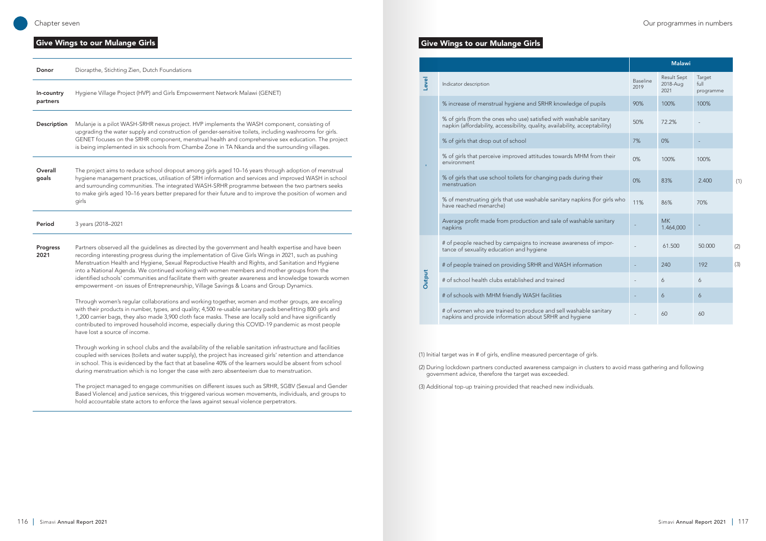## Give Wings to our Mulange Girls

| | |
|---|---|
| **Donor** | Diorapthe, Stichting Zien, Dutch Foundations |
| **In-country partners** | Hygiene Village Project (HVP) and Girls Empowerment Network Malawi (GENET) |
| **Description** | Mulanje is a pilot WASH-SRHR nexus project. HVP implements the WASH component, consisting of upgrading the water supply and construction of gender-sensitive toilets, including washrooms for girls. GENET focuses on the SRHR component, menstrual health and comprehensive sex education. The project is being implemented in six schools from Chambe Zone in TA Nkanda and the surrounding villages. |
| **Overall goals** | The project aims to reduce school dropout among girls aged 10–16 years through adoption of menstrual hygiene management practices, utilisation of SRH information and services and improved WASH in school and surrounding communities. The integrated WASH-SRHR programme between the two partners seeks to make girls aged 10–16 years better prepared for their future and to improve the position of women and girls |
| **Period** | 3 years (2018–2021 |
| **Progress 2021** | Partners observed all the guidelines as directed by the government and health expertise and have been recording interesting progress during the implementation of Give Girls Wings in 2021, such as pushing Menstruation Health and Hygiene, Sexual Reproductive Health and Rights, and Sanitation and Hygiene into a National Agenda. We continued working with women members and mother groups from the identified schools' communities and facilitate them with greater awareness and knowledge towards women empowerment -on issues of Entrepreneurship, Village Savings & Loans and Group Dynamics.<br><br>Through women's regular collaborations and working together, women and mother groups, are exceling with their products in number, types, and quality; 4,500 re-usable sanitary pads benefitting 800 girls and 1,200 carrier bags, they also made 3,900 cloth face masks. These are locally sold and have significantly contributed to improved household income, especially during this COVID-19 pandemic as most people have lost a source of income.<br><br>Through working in school clubs and the availability of the reliable sanitation infrastructure and facilities coupled with services (toilets and water supply), the project has increased girls' retention and attendance in school. This is evidenced by the fact that at baseline 40% of the learners would be absent from school during menstruation which is no longer the case with zero absenteeism due to menstruation.<br><br>The project managed to engage communities on different issues such as SRHR, SGBV (Sexual and Gender Based Violence) and justice services, this triggered various women movements, individuals, and groups to hold accountable state actors to enforce the laws against sexual violence perpetrators. |

## Give Wings to our Mulange Girls

| Level | Indicator description | Malawi Baseline 2019 | Result Sept 2018-Aug 2021 | Target full programme | |
|---|---|---|---|---|---|
| - | % increase of menstrual hygiene and SRHR knowledge of pupils | 90% | 100% | 100% | |
| | % of girls (from the ones who use) satisfied with washable sanitary napkin (affordability, accessibility, quality, availability, acceptability) | 50% | 72.2% | - | |
| | % of girls that drop out of school | 7% | 0% | - | |
| | % of girls that perceive improved attitudes towards MHM from their environment | 0% | 100% | 100% | |
| | % of girls that use school toilets for changing pads during their menstruation | 0% | 83% | 2.400 | (1) |
| | % of menstruating girls that use washable sanitary napkins (for girls who have reached menarche) | 11% | 86% | 70% | |
| | Average profit made from production and sale of washable sanitary napkins | - | MK 1.464,000 | - | |
| Output | # of people reached by campaigns to increase awareness of importance of sexuality education and hygiene | - | 61.500 | 50.000 | (2) |
| | # of people trained on providing SRHR and WASH information | - | 240 | 192 | (3) |
| | # of school health clubs established and trained | - | 6 | 6 | |
| | # of schools with MHM friendly WASH facilities | - | 6 | 6 | |
| | # of women who are trained to produce and sell washable sanitary napkins and provide information about SRHR and hygiene | - | 60 | 60 | |

(1) Initial target was in # of girls, endline measured percentage of girls.

(2) During lockdown partners conducted awareness campaign in clusters to avoid mass gathering and following government advice, therefore the target was exceeded.

(3) Additional top-up training provided that reached new individuals.